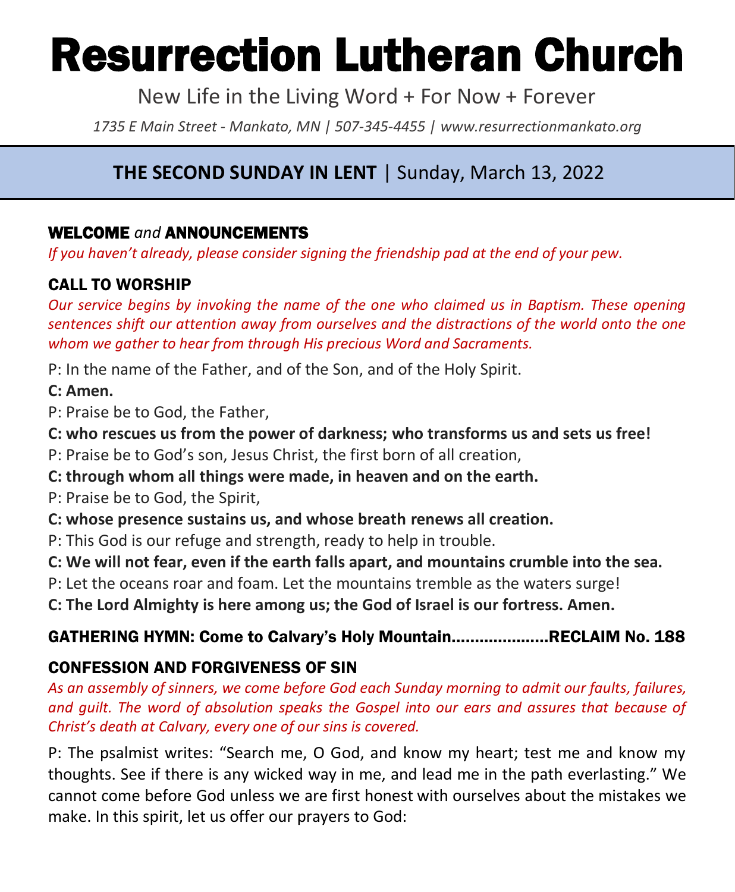# Resurrection Lutheran Church

New Life in the Living Word + For Now + Forever

*1735 E Main Street - Mankato, MN | 507-345-4455 | www.resurrectionmankato.org*

## THE SECOND SUNDAY IN LENT | Sunday, March 13, 2022

### WELCOME *and* ANNOUNCEMENTS

*If you haven't already, please consider signing the friendship pad at the end of your pew.*

### CALL TO WORSHIP

*Our service begins by invoking the name of the one who claimed us in Baptism. These opening sentences shift our attention away from ourselves and the distractions of the world onto the one whom we gather to hear from through His precious Word and Sacraments.*

P: In the name of the Father, and of the Son, and of the Holy Spirit.

**C: Amen.**

P: Praise be to God, the Father,

**C: who rescues us from the power of darkness; who transforms us and sets us free!**

P: Praise be to God's son, Jesus Christ, the first born of all creation,

**C: through whom all things were made, in heaven and on the earth.**

P: Praise be to God, the Spirit,

**C: whose presence sustains us, and whose breath renews all creation.**

P: This God is our refuge and strength, ready to help in trouble.

**C: We will not fear, even if the earth falls apart, and mountains crumble into the sea.**

P: Let the oceans roar and foam. Let the mountains tremble as the waters surge!

**C: The Lord Almighty is here among us; the God of Israel is our fortress. Amen.**

### GATHERING HYMN: Come to Calvary's Holy Mountain....................RECLAIM No. 188

### CONFESSION AND FORGIVENESS OF SIN

*As an assembly of sinners, we come before God each Sunday morning to admit our faults, failures, and guilt. The word of absolution speaks the Gospel into our ears and assures that because of Christ's death at Calvary, every one of our sins is covered.*

P: The psalmist writes: "Search me, O God, and know my heart; test me and know my thoughts. See if there is any wicked way in me, and lead me in the path everlasting." We cannot come before God unless we are first honest with ourselves about the mistakes we make. In this spirit, let us offer our prayers to God: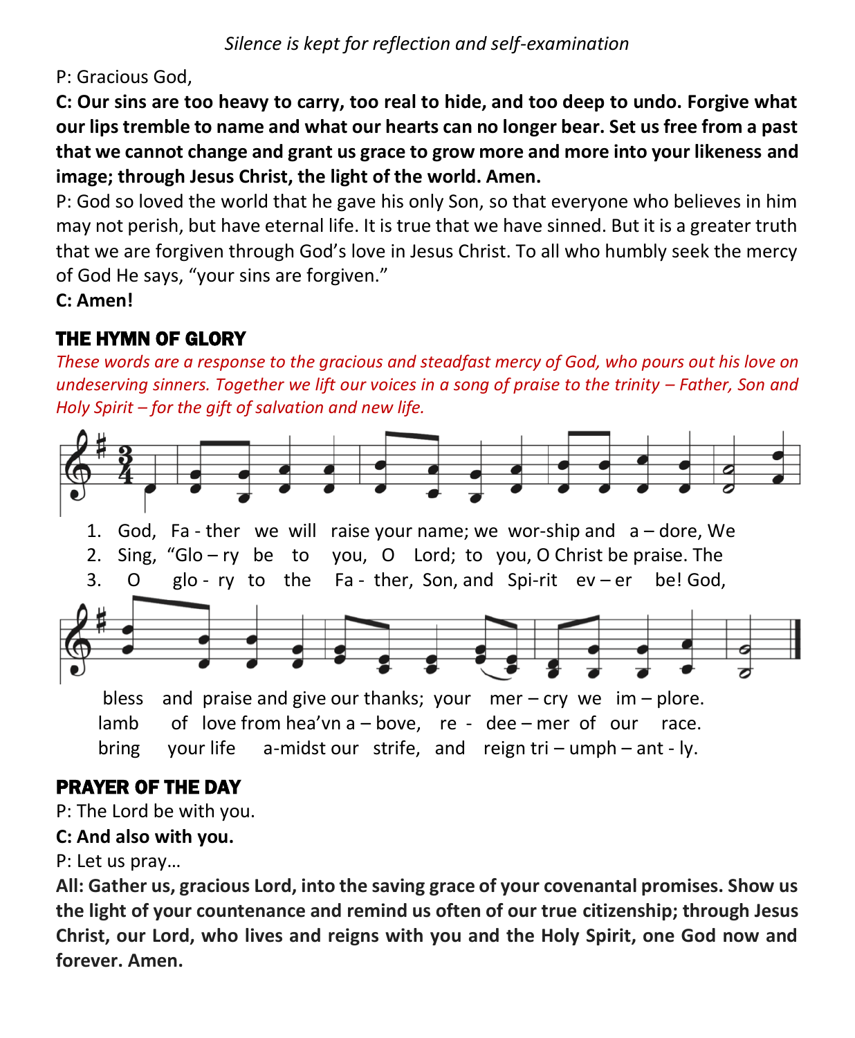*Silence is kept for reflection and self-examination*

P: Gracious God,

**C: Our sins are too heavy to carry, too real to hide, and too deep to undo. Forgive what our lips tremble to name and what our hearts can no longer bear. Set us free from a past that we cannot change and grant us grace to grow more and more into your likeness and image; through Jesus Christ, the light of the world. Amen.**

P: God so loved the world that he gave his only Son, so that everyone who believes in him may not perish, but have eternal life. It is true that we have sinned. But it is a greater truth that we are forgiven through God's love in Jesus Christ. To all who humbly seek the mercy of God He says, "your sins are forgiven."

**C: Amen!**

## THE HYMN OF GLORY

*These words are a response to the gracious and steadfast mercy of God, who pours out his love on undeserving sinners. Together we lift our voices in a song of praise to the trinity – Father, Son and Holy Spirit – for the gift of salvation and new life.*

1. God, Fa - ther we will raise your name; we wor-ship and a – dore, We bless and praise and give our thanks; your mer – cry we im – plore.
2. Sing, "Glo – ry be to you, O Lord; to you, O Christ be praise. The lamb of love from hea'vn a – bove, re - dee – mer of our race.
3. O glo - ry to the Fa - ther, Son, and Spi-rit ev – er be! God, bring your life a-midst our strife, and reign tri – umph – ant - ly.

## PRAYER OF THE DAY

P: The Lord be with you.

**C: And also with you.**

P: Let us pray…

**All: Gather us, gracious Lord, into the saving grace of your covenantal promises. Show us the light of your countenance and remind us often of our true citizenship; through Jesus Christ, our Lord, who lives and reigns with you and the Holy Spirit, one God now and forever. Amen.**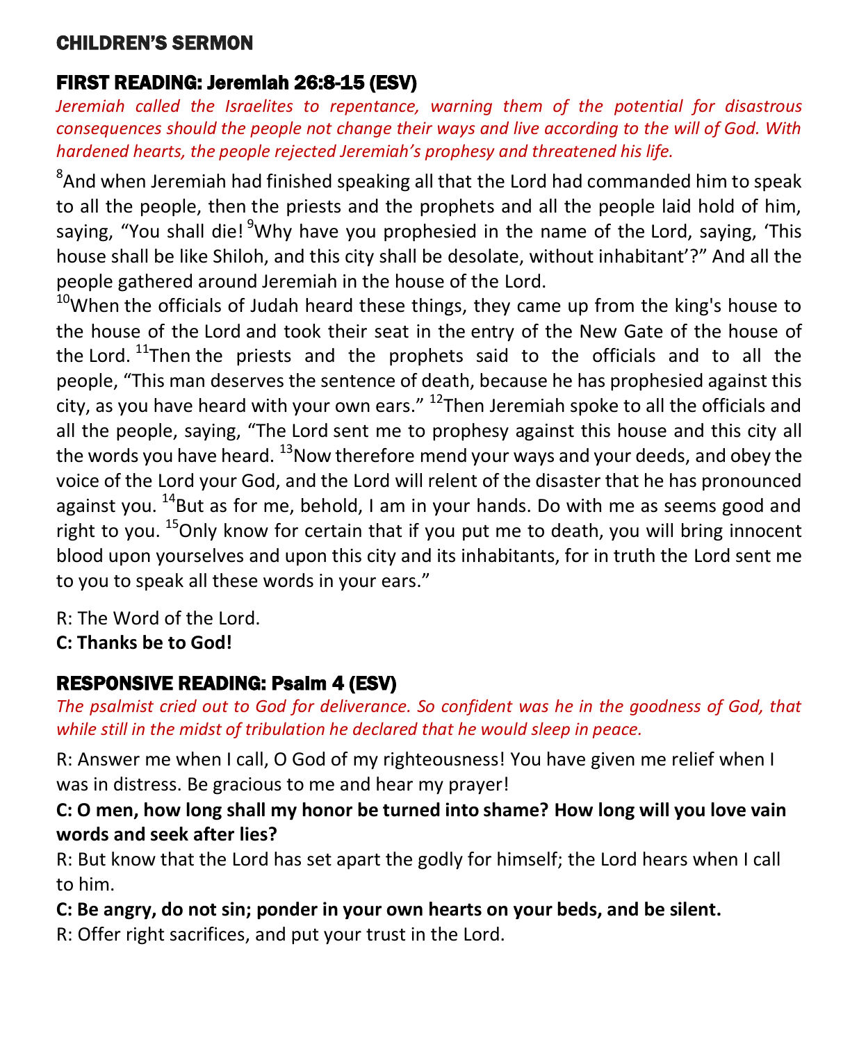## CHILDREN'S SERMON

## FIRST READING: Jeremiah 26:8-15 (ESV)

*Jeremiah called the Israelites to repentance, warning them of the potential for disastrous consequences should the people not change their ways and live according to the will of God. With hardened hearts, the people rejected Jeremiah's prophesy and threatened his life.*

[8]And when Jeremiah had finished speaking all that the Lord had commanded him to speak to all the people, then the priests and the prophets and all the people laid hold of him, saying, "You shall die! [9]Why have you prophesied in the name of the Lord, saying, 'This house shall be like Shiloh, and this city shall be desolate, without inhabitant'?" And all the people gathered around Jeremiah in the house of the Lord.
[10]When the officials of Judah heard these things, they came up from the king's house to the house of the Lord and took their seat in the entry of the New Gate of the house of the Lord. [11]Then the priests and the prophets said to the officials and to all the people, "This man deserves the sentence of death, because he has prophesied against this city, as you have heard with your own ears." [12]Then Jeremiah spoke to all the officials and all the people, saying, "The Lord sent me to prophesy against this house and this city all the words you have heard. [13]Now therefore mend your ways and your deeds, and obey the voice of the Lord your God, and the Lord will relent of the disaster that he has pronounced against you. [14]But as for me, behold, I am in your hands. Do with me as seems good and right to you. [15]Only know for certain that if you put me to death, you will bring innocent blood upon yourselves and upon this city and its inhabitants, for in truth the Lord sent me to you to speak all these words in your ears."

R: The Word of the Lord.
**C: Thanks be to God!**

## RESPONSIVE READING: Psalm 4 (ESV)

*The psalmist cried out to God for deliverance. So confident was he in the goodness of God, that while still in the midst of tribulation he declared that he would sleep in peace.*

R: Answer me when I call, O God of my righteousness! You have given me relief when I was in distress. Be gracious to me and hear my prayer!

**C: O men, how long shall my honor be turned into shame? How long will you love vain words and seek after lies?**

R: But know that the Lord has set apart the godly for himself; the Lord hears when I call to him.

**C: Be angry, do not sin; ponder in your own hearts on your beds, and be silent.**

R: Offer right sacrifices, and put your trust in the Lord.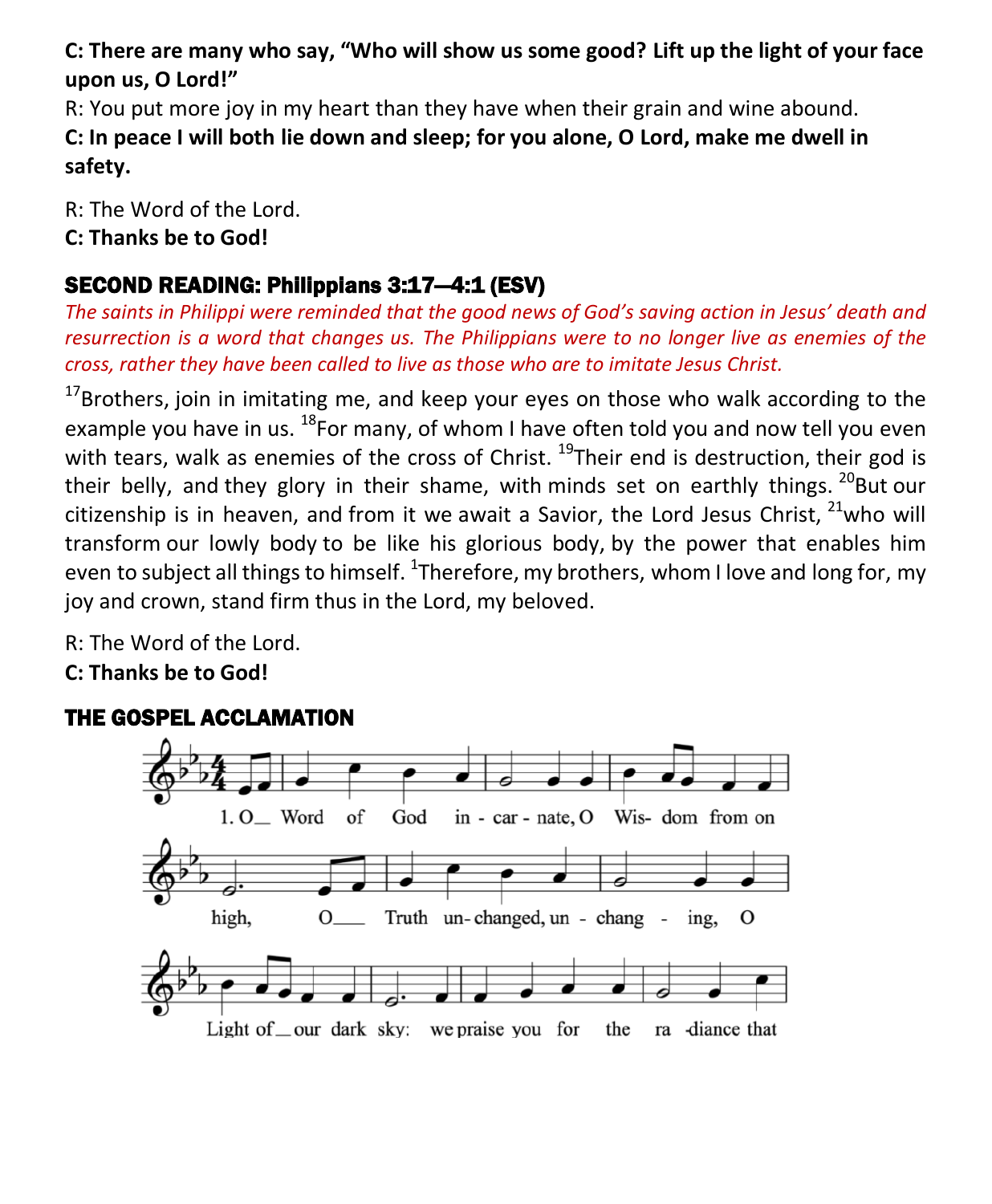**C: There are many who say, "Who will show us some good? Lift up the light of your face upon us, O Lord!"**

R: You put more joy in my heart than they have when their grain and wine abound.

**C: In peace I will both lie down and sleep; for you alone, O Lord, make me dwell in safety.**

R: The Word of the Lord.

**C: Thanks be to God!**

## SECOND READING: Philippians 3:17—4:1 (ESV)

*The saints in Philippi were reminded that the good news of God's saving action in Jesus' death and resurrection is a word that changes us. The Philippians were to no longer live as enemies of the cross, rather they have been called to live as those who are to imitate Jesus Christ.*

[17]Brothers, join in imitating me, and keep your eyes on those who walk according to the example you have in us. [18]For many, of whom I have often told you and now tell you even with tears, walk as enemies of the cross of Christ. [19]Their end is destruction, their god is their belly, and they glory in their shame, with minds set on earthly things. [20]But our citizenship is in heaven, and from it we await a Savior, the Lord Jesus Christ, [21]who will transform our lowly body to be like his glorious body, by the power that enables him even to subject all things to himself. [1]Therefore, my brothers, whom I love and long for, my joy and crown, stand firm thus in the Lord, my beloved.

R: The Word of the Lord.

**C: Thanks be to God!**

## THE GOSPEL ACCLAMATION

1. O Word of God incarnate, O Wisdom from on high, O Truth unchanged, unchanging, O Light of our dark sky: we praise you for the radiance that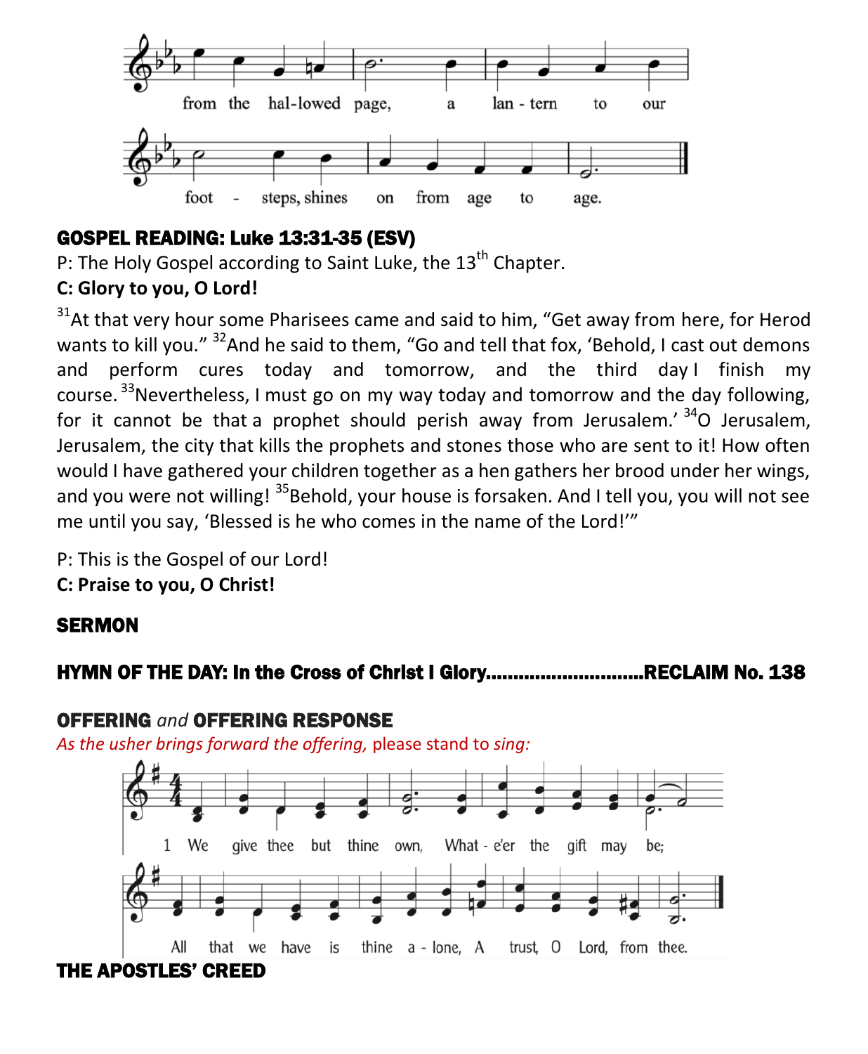from the hal-lowed page, a lan - tern to our foot - steps, shines on from age to age.

## GOSPEL READING: Luke 13:31-35 (ESV)

P: The Holy Gospel according to Saint Luke, the 13th Chapter.

**C: Glory to you, O Lord!**

[31]At that very hour some Pharisees came and said to him, "Get away from here, for Herod wants to kill you." [32]And he said to them, "Go and tell that fox, 'Behold, I cast out demons and perform cures today and tomorrow, and the third day I finish my course. [33]Nevertheless, I must go on my way today and tomorrow and the day following, for it cannot be that a prophet should perish away from Jerusalem.' [34]O Jerusalem, Jerusalem, the city that kills the prophets and stones those who are sent to it! How often would I have gathered your children together as a hen gathers her brood under her wings, and you were not willing! [35]Behold, your house is forsaken. And I tell you, you will not see me until you say, 'Blessed is he who comes in the name of the Lord!'"

P: This is the Gospel of our Lord!

**C: Praise to you, O Christ!**

## SERMON

## HYMN OF THE DAY: In the Cross of Christ I Glory.............................RECLAIM No. 138

## OFFERING *and* OFFERING RESPONSE

*As the usher brings forward the offering,* please stand to *sing:*

1 We give thee but thine own, What - e'er the gift may be; All that we have is thine a - lone, A trust, O Lord, from thee.

## THE APOSTLES' CREED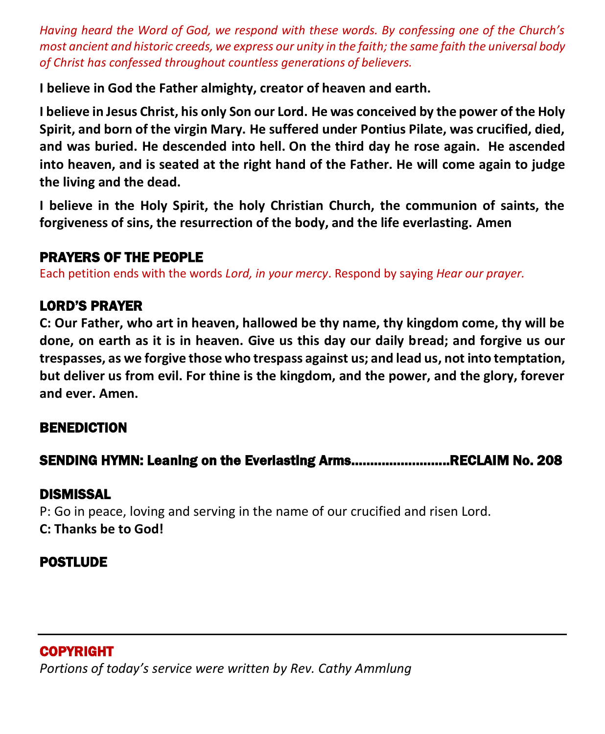*Having heard the Word of God, we respond with these words. By confessing one of the Church's most ancient and historic creeds, we express our unity in the faith; the same faith the universal body of Christ has confessed throughout countless generations of believers.*

**I believe in God the Father almighty, creator of heaven and earth.**

**I believe in Jesus Christ, his only Son our Lord. He was conceived by the power of the Holy Spirit, and born of the virgin Mary. He suffered under Pontius Pilate, was crucified, died, and was buried. He descended into hell. On the third day he rose again. He ascended into heaven, and is seated at the right hand of the Father. He will come again to judge the living and the dead.**

**I believe in the Holy Spirit, the holy Christian Church, the communion of saints, the forgiveness of sins, the resurrection of the body, and the life everlasting. Amen**

## PRAYERS OF THE PEOPLE

Each petition ends with the words *Lord, in your mercy*. Respond by saying *Hear our prayer.*

## LORD'S PRAYER

**C: Our Father, who art in heaven, hallowed be thy name, thy kingdom come, thy will be done, on earth as it is in heaven. Give us this day our daily bread; and forgive us our trespasses, as we forgive those who trespass against us; and lead us, not into temptation, but deliver us from evil. For thine is the kingdom, and the power, and the glory, forever and ever. Amen.**

## BENEDICTION

## SENDING HYMN: Leaning on the Everlasting Arms..........................RECLAIM No. 208

## DISMISSAL

P: Go in peace, loving and serving in the name of our crucified and risen Lord.
**C: Thanks be to God!**

## POSTLUDE

---

## COPYRIGHT

*Portions of today's service were written by Rev. Cathy Ammlung*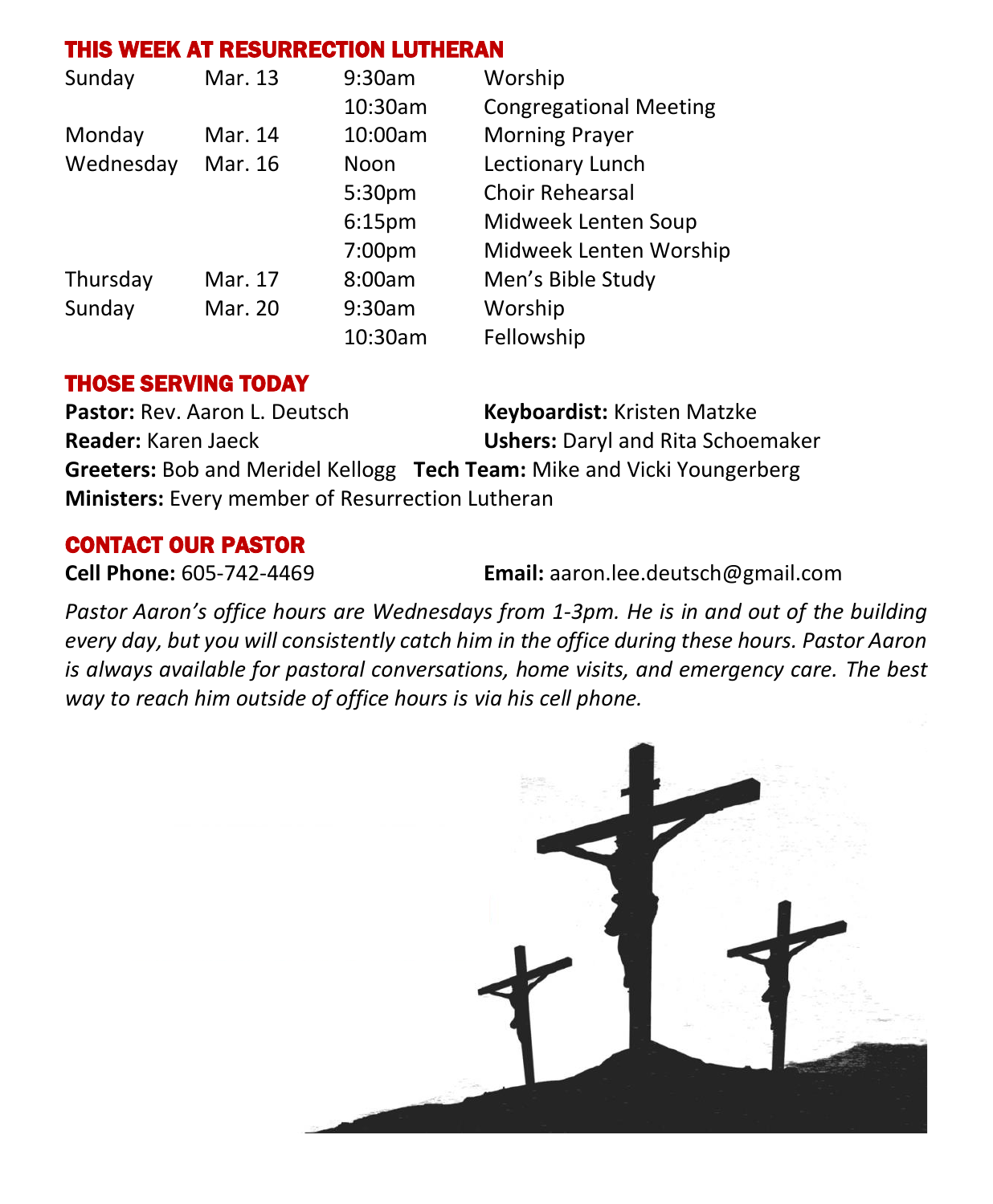## THIS WEEK AT RESURRECTION LUTHERAN

| | | | |
|---|---|---|---|
| Sunday | Mar. 13 | 9:30am | Worship |
| | | 10:30am | Congregational Meeting |
| Monday | Mar. 14 | 10:00am | Morning Prayer |
| Wednesday | Mar. 16 | Noon | Lectionary Lunch |
| | | 5:30pm | Choir Rehearsal |
| | | 6:15pm | Midweek Lenten Soup |
| | | 7:00pm | Midweek Lenten Worship |
| Thursday | Mar. 17 | 8:00am | Men's Bible Study |
| Sunday | Mar. 20 | 9:30am | Worship |
| | | 10:30am | Fellowship |

## THOSE SERVING TODAY

**Pastor:** Rev. Aaron L. Deutsch
**Keyboardist:** Kristen Matzke
**Reader:** Karen Jaeck
**Ushers:** Daryl and Rita Schoemaker
**Greeters:** Bob and Meridel Kellogg
**Tech Team:** Mike and Vicki Youngerberg
**Ministers:** Every member of Resurrection Lutheran

## CONTACT OUR PASTOR

**Cell Phone:** 605-742-4469
**Email:** aaron.lee.deutsch@gmail.com

*Pastor Aaron's office hours are Wednesdays from 1-3pm. He is in and out of the building every day, but you will consistently catch him in the office during these hours. Pastor Aaron is always available for pastoral conversations, home visits, and emergency care. The best way to reach him outside of office hours is via his cell phone.*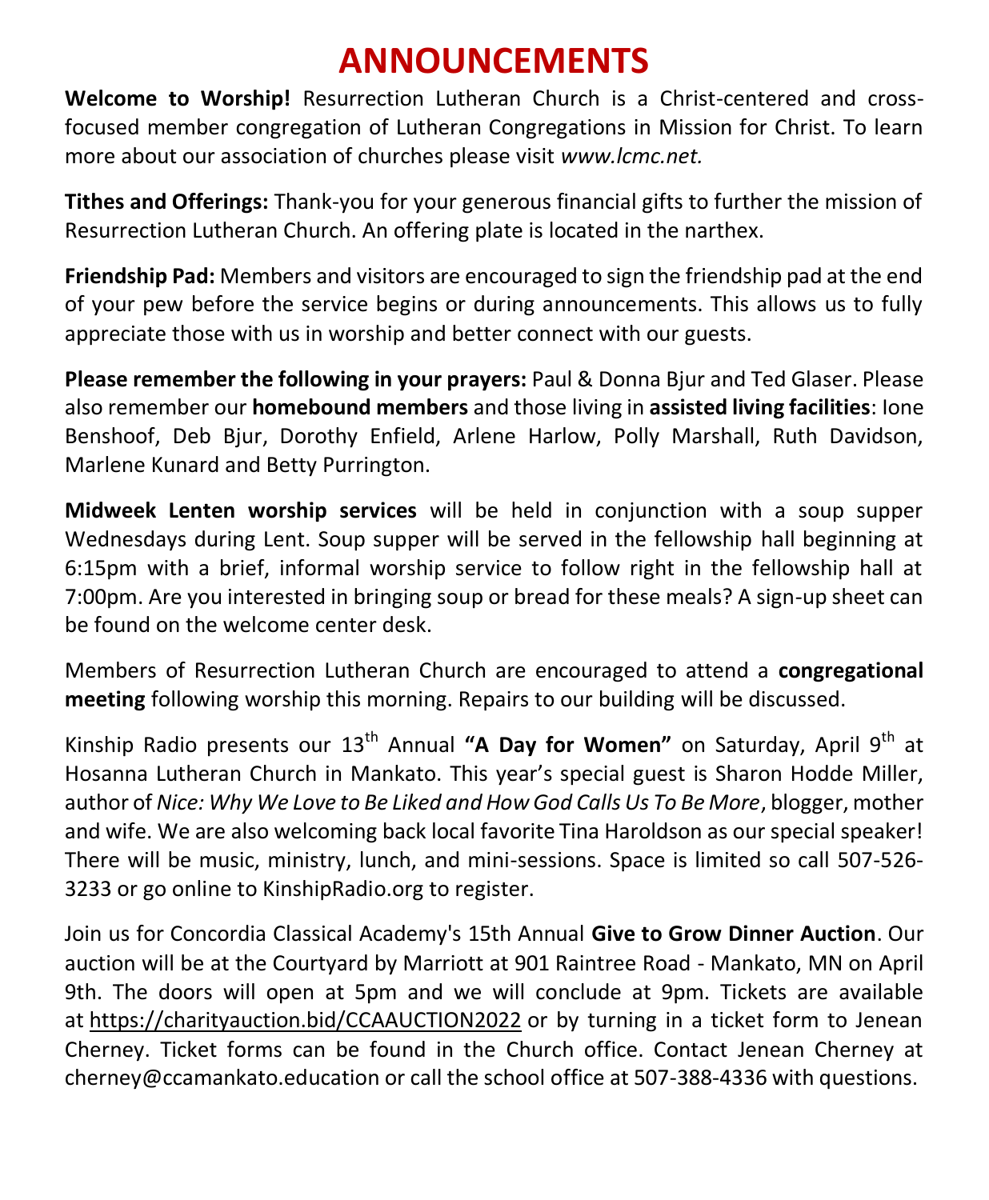# ANNOUNCEMENTS

**Welcome to Worship!** Resurrection Lutheran Church is a Christ-centered and cross-focused member congregation of Lutheran Congregations in Mission for Christ. To learn more about our association of churches please visit *www.lcmc.net.*

**Tithes and Offerings:** Thank-you for your generous financial gifts to further the mission of Resurrection Lutheran Church. An offering plate is located in the narthex.

**Friendship Pad:** Members and visitors are encouraged to sign the friendship pad at the end of your pew before the service begins or during announcements. This allows us to fully appreciate those with us in worship and better connect with our guests.

**Please remember the following in your prayers:** Paul & Donna Bjur and Ted Glaser. Please also remember our **homebound members** and those living in **assisted living facilities**: Ione Benshoof, Deb Bjur, Dorothy Enfield, Arlene Harlow, Polly Marshall, Ruth Davidson, Marlene Kunard and Betty Purrington.

**Midweek Lenten worship services** will be held in conjunction with a soup supper Wednesdays during Lent. Soup supper will be served in the fellowship hall beginning at 6:15pm with a brief, informal worship service to follow right in the fellowship hall at 7:00pm. Are you interested in bringing soup or bread for these meals? A sign-up sheet can be found on the welcome center desk.

Members of Resurrection Lutheran Church are encouraged to attend a **congregational meeting** following worship this morning. Repairs to our building will be discussed.

Kinship Radio presents our 13th Annual **"A Day for Women"** on Saturday, April 9th at Hosanna Lutheran Church in Mankato. This year's special guest is Sharon Hodde Miller, author of *Nice: Why We Love to Be Liked and How God Calls Us To Be More*, blogger, mother and wife. We are also welcoming back local favorite Tina Haroldson as our special speaker! There will be music, ministry, lunch, and mini-sessions. Space is limited so call 507-526-3233 or go online to KinshipRadio.org to register.

Join us for Concordia Classical Academy's 15th Annual **Give to Grow Dinner Auction**. Our auction will be at the Courtyard by Marriott at 901 Raintree Road - Mankato, MN on April 9th. The doors will open at 5pm and we will conclude at 9pm. Tickets are available at https://charityauction.bid/CCAAUCTION2022 or by turning in a ticket form to Jenean Cherney. Ticket forms can be found in the Church office. Contact Jenean Cherney at cherney@ccamankato.education or call the school office at 507-388-4336 with questions.